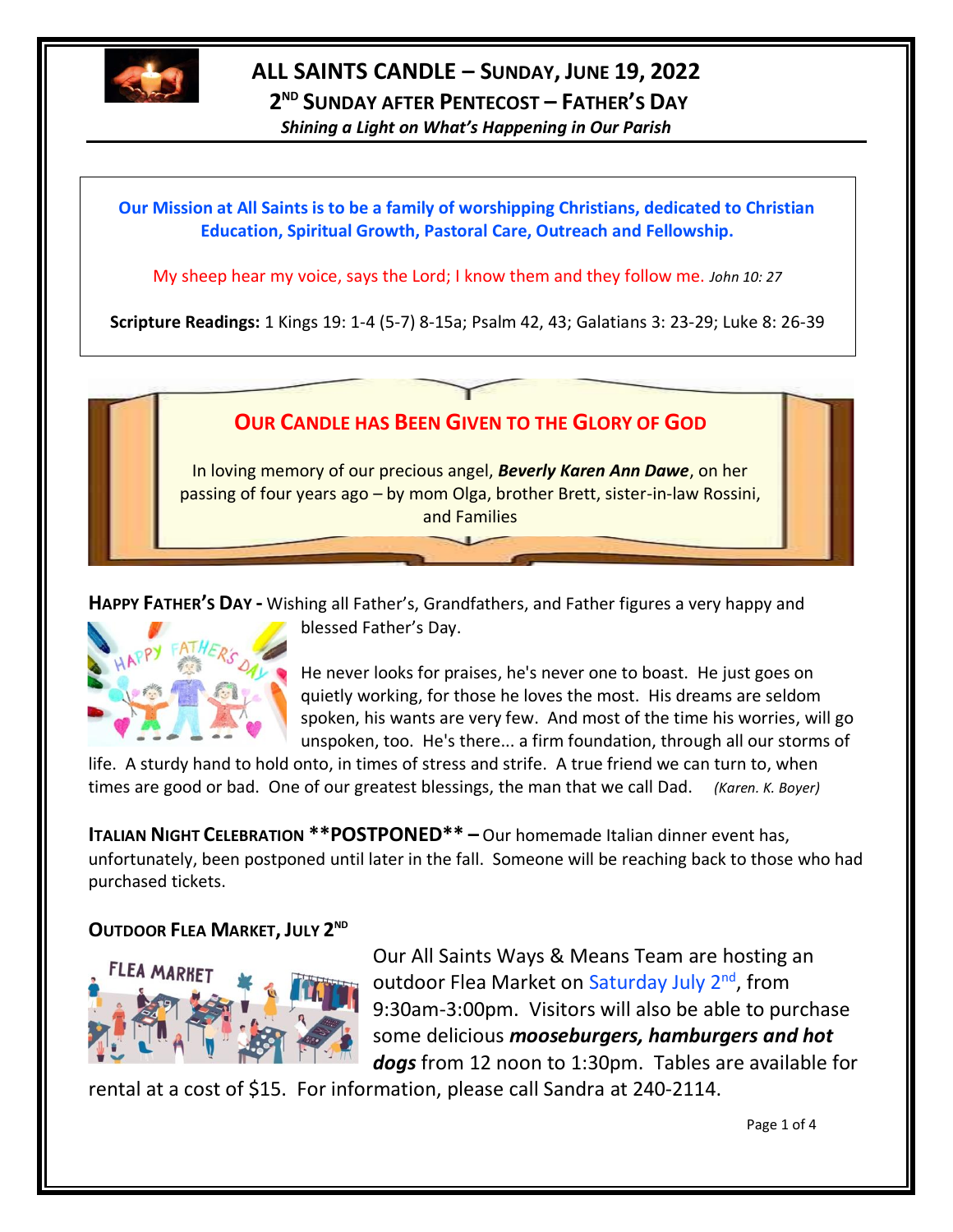# ALL SAINTS CANDLE – SUNDAY, JUNE 19, 2022

## 2ND SUNDAY AFTER PENTECOST – FATHER'S DAY

*Shining a Light on What's Happening in Our Parish*

**Our Mission at All Saints is to be a family of worshipping Christians, dedicated to Christian Education, Spiritual Growth, Pastoral Care, Outreach and Fellowship.**

My sheep hear my voice, says the Lord; I know them and they follow me. *John 10: 27*

**Scripture Readings:** 1 Kings 19: 1-4 (5-7) 8-15a; Psalm 42, 43; Galatians 3: 23-29; Luke 8: 26-39

### OUR CANDLE HAS BEEN GIVEN TO THE GLORY OF GOD

In loving memory of our precious angel, ***Beverly Karen Ann Dawe***, on her passing of four years ago – by mom Olga, brother Brett, sister-in-law Rossini, and Families

**HAPPY FATHER'S DAY -** Wishing all Father's, Grandfathers, and Father figures a very happy and blessed Father's Day.

He never looks for praises, he's never one to boast. He just goes on quietly working, for those he loves the most. His dreams are seldom spoken, his wants are very few. And most of the time his worries, will go unspoken, too. He's there... a firm foundation, through all our storms of life. A sturdy hand to hold onto, in times of stress and strife. A true friend we can turn to, when times are good or bad. One of our greatest blessings, the man that we call Dad. *(Karen. K. Boyer)*

**ITALIAN NIGHT CELEBRATION \*\*POSTPONED\*\* –** Our homemade Italian dinner event has, unfortunately, been postponed until later in the fall. Someone will be reaching back to those who had purchased tickets.

**OUTDOOR FLEA MARKET, JULY 2ND**

Our All Saints Ways & Means Team are hosting an outdoor Flea Market on Saturday July 2nd, from 9:30am-3:00pm. Visitors will also be able to purchase some delicious ***mooseburgers, hamburgers and hot dogs*** from 12 noon to 1:30pm. Tables are available for rental at a cost of $15. For information, please call Sandra at 240-2114.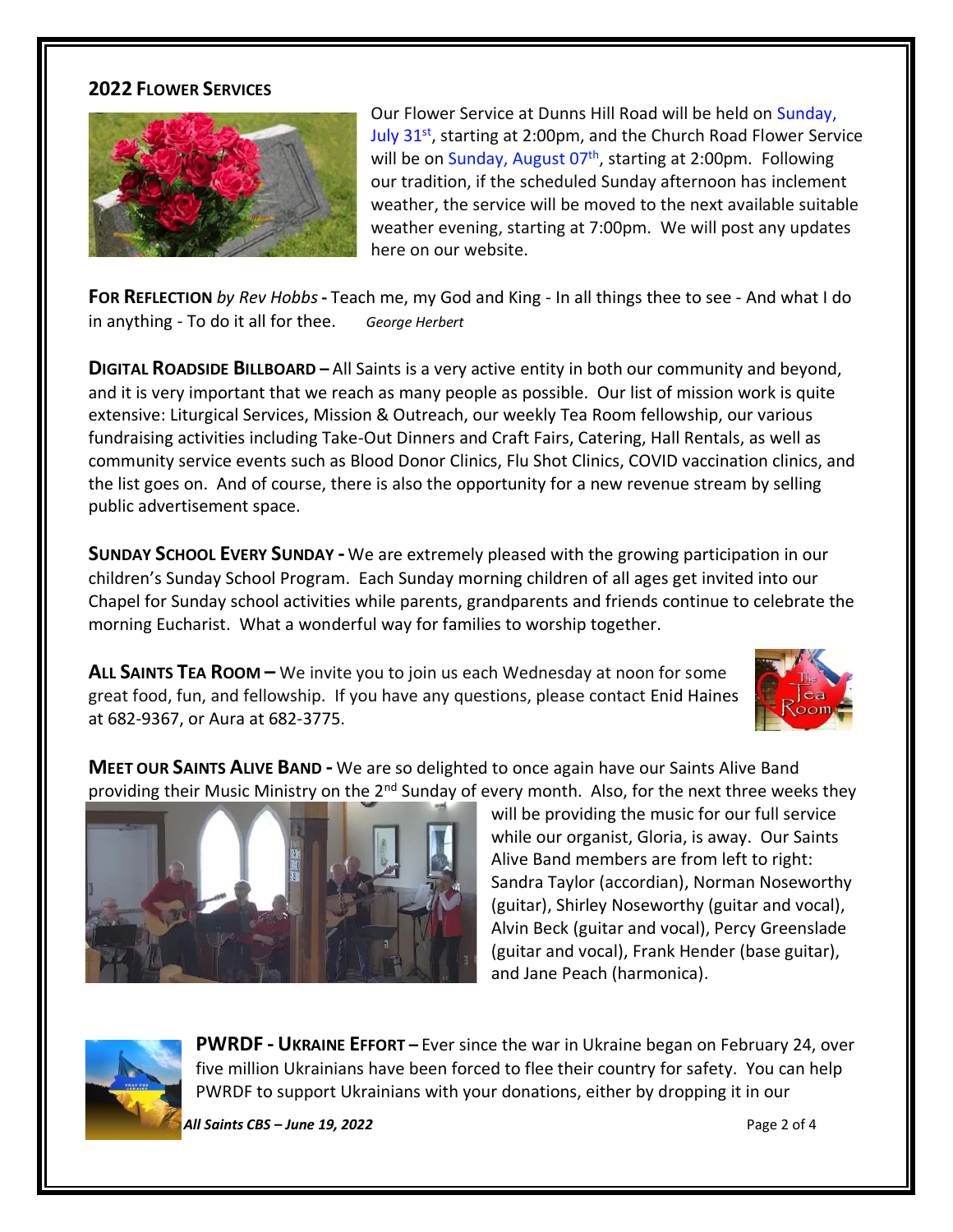## 2022 Flower Services

Our Flower Service at Dunns Hill Road will be held on Sunday, July 31st, starting at 2:00pm, and the Church Road Flower Service will be on Sunday, August 07th, starting at 2:00pm. Following our tradition, if the scheduled Sunday afternoon has inclement weather, the service will be moved to the next available suitable weather evening, starting at 7:00pm. We will post any updates here on our website.

**For Reflection** *by Rev Hobbs* **-** Teach me, my God and King - In all things thee to see - And what I do in anything - To do it all for thee. *George Herbert*

**Digital Roadside Billboard –** All Saints is a very active entity in both our community and beyond, and it is very important that we reach as many people as possible. Our list of mission work is quite extensive: Liturgical Services, Mission & Outreach, our weekly Tea Room fellowship, our various fundraising activities including Take-Out Dinners and Craft Fairs, Catering, Hall Rentals, as well as community service events such as Blood Donor Clinics, Flu Shot Clinics, COVID vaccination clinics, and the list goes on. And of course, there is also the opportunity for a new revenue stream by selling public advertisement space.

**Sunday School Every Sunday -** We are extremely pleased with the growing participation in our children's Sunday School Program. Each Sunday morning children of all ages get invited into our Chapel for Sunday school activities while parents, grandparents and friends continue to celebrate the morning Eucharist. What a wonderful way for families to worship together.

**All Saints Tea Room –** We invite you to join us each Wednesday at noon for some great food, fun, and fellowship. If you have any questions, please contact Enid Haines at 682-9367, or Aura at 682-3775.

**Meet our Saints Alive Band -** We are so delighted to once again have our Saints Alive Band providing their Music Ministry on the 2nd Sunday of every month. Also, for the next three weeks they will be providing the music for our full service while our organist, Gloria, is away. Our Saints Alive Band members are from left to right: Sandra Taylor (accordian), Norman Noseworthy (guitar), Shirley Noseworthy (guitar and vocal), Alvin Beck (guitar and vocal), Percy Greenslade (guitar and vocal), Frank Hender (base guitar), and Jane Peach (harmonica).

**PWRDF - Ukraine Effort –** Ever since the war in Ukraine began on February 24, over five million Ukrainians have been forced to flee their country for safety. You can help PWRDF to support Ukrainians with your donations, either by dropping it in our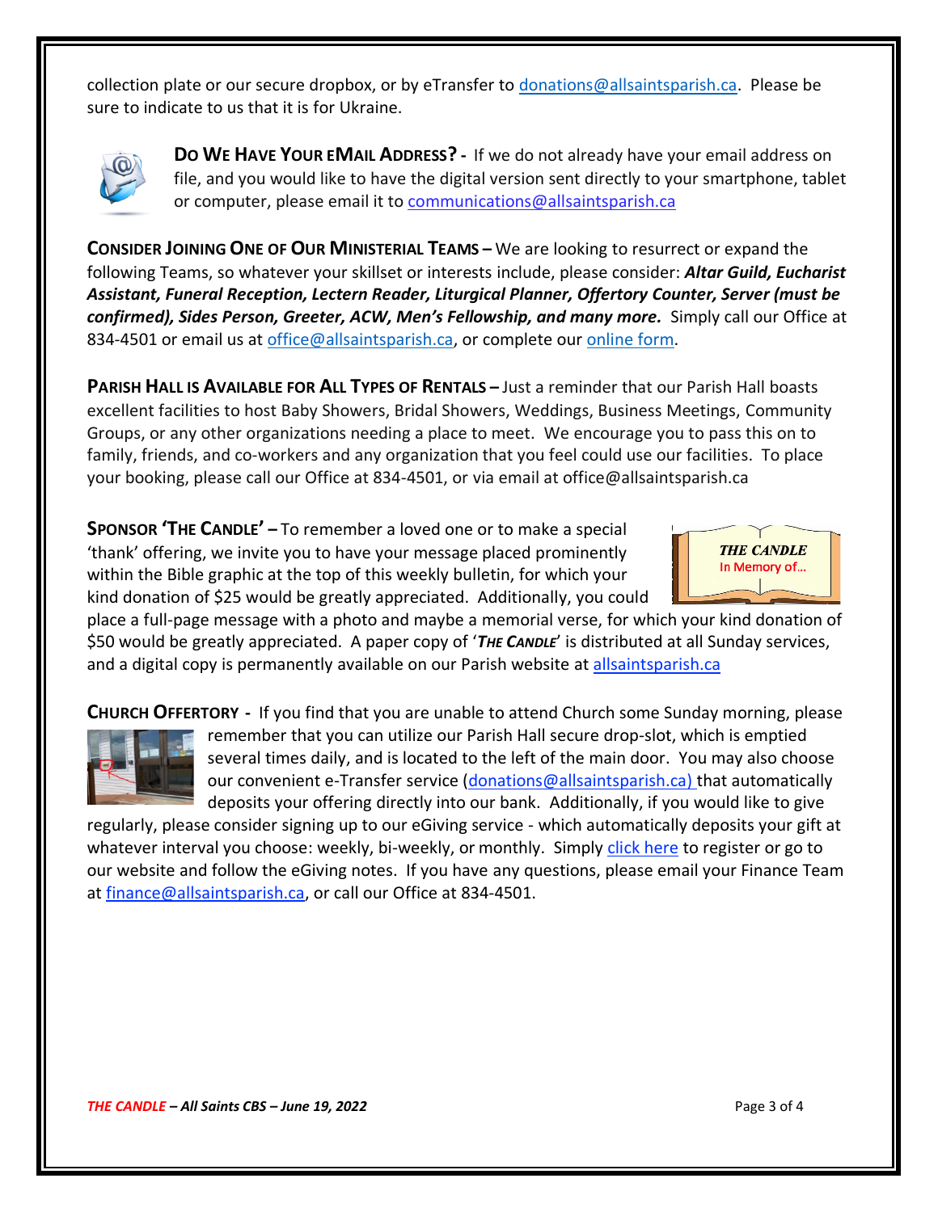collection plate or our secure dropbox, or by eTransfer to donations@allsaintsparish.ca. Please be sure to indicate to us that it is for Ukraine.

**DO WE HAVE YOUR EMAIL ADDRESS? -** If we do not already have your email address on file, and you would like to have the digital version sent directly to your smartphone, tablet or computer, please email it to communications@allsaintsparish.ca

**CONSIDER JOINING ONE OF OUR MINISTERIAL TEAMS –** We are looking to resurrect or expand the following Teams, so whatever your skillset or interests include, please consider: ***Altar Guild, Eucharist Assistant, Funeral Reception, Lectern Reader, Liturgical Planner, Offertory Counter, Server (must be confirmed), Sides Person, Greeter, ACW, Men's Fellowship, and many more.*** Simply call our Office at 834-4501 or email us at office@allsaintsparish.ca, or complete our online form.

**PARISH HALL IS AVAILABLE FOR ALL TYPES OF RENTALS –** Just a reminder that our Parish Hall boasts excellent facilities to host Baby Showers, Bridal Showers, Weddings, Business Meetings, Community Groups, or any other organizations needing a place to meet. We encourage you to pass this on to family, friends, and co-workers and any organization that you feel could use our facilities. To place your booking, please call our Office at 834-4501, or via email at office@allsaintsparish.ca

**SPONSOR 'THE CANDLE' –** To remember a loved one or to make a special 'thank' offering, we invite you to have your message placed prominently within the Bible graphic at the top of this weekly bulletin, for which your kind donation of $25 would be greatly appreciated. Additionally, you could place a full-page message with a photo and maybe a memorial verse, for which your kind donation of $50 would be greatly appreciated. A paper copy of '***THE CANDLE***' is distributed at all Sunday services, and a digital copy is permanently available on our Parish website at allsaintsparish.ca

***THE CANDLE***
In Memory of…

**CHURCH OFFERTORY -** If you find that you are unable to attend Church some Sunday morning, please remember that you can utilize our Parish Hall secure drop-slot, which is emptied several times daily, and is located to the left of the main door. You may also choose our convenient e-Transfer service (donations@allsaintsparish.ca) that automatically deposits your offering directly into our bank. Additionally, if you would like to give regularly, please consider signing up to our eGiving service - which automatically deposits your gift at whatever interval you choose: weekly, bi-weekly, or monthly. Simply click here to register or go to our website and follow the eGiving notes. If you have any questions, please email your Finance Team at finance@allsaintsparish.ca, or call our Office at 834-4501.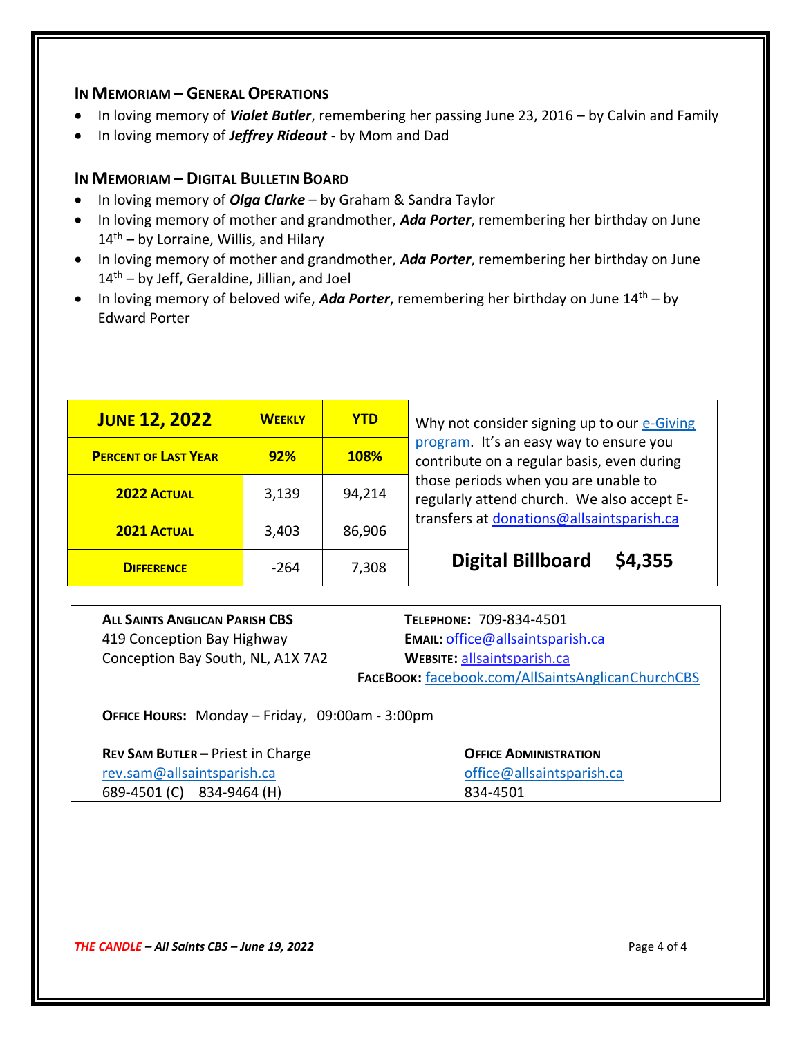## In Memoriam – General Operations

- In loving memory of ***Violet Butler***, remembering her passing June 23, 2016 – by Calvin and Family
- In loving memory of ***Jeffrey Rideout*** - by Mom and Dad

## In Memoriam – Digital Bulletin Board

- In loving memory of ***Olga Clarke*** – by Graham & Sandra Taylor
- In loving memory of mother and grandmother, ***Ada Porter***, remembering her birthday on June 14th – by Lorraine, Willis, and Hilary
- In loving memory of mother and grandmother, ***Ada Porter***, remembering her birthday on June 14th – by Jeff, Geraldine, Jillian, and Joel
- In loving memory of beloved wife, ***Ada Porter***, remembering her birthday on June 14th – by Edward Porter

| **June 12, 2022** | **Weekly** | **YTD** |
|---|---|---|
| **Percent of Last Year** | **92%** | **108%** |
| **2022 Actual** | 3,139 | 94,214 |
| **2021 Actual** | 3,403 | 86,906 |
| **Difference** | -264 | 7,308 |

Why not consider signing up to our e-Giving program. It's an easy way to ensure you contribute on a regular basis, even during those periods when you are unable to regularly attend church. We also accept E-transfers at donations@allsaintsparish.ca

**Digital Billboard $4,355**

**All Saints Anglican Parish CBS**
419 Conception Bay Highway
Conception Bay South, NL, A1X 7A2

**Telephone:** 709-834-4501
**Email:** office@allsaintsparish.ca
**Website:** allsaintsparish.ca
**FaceBook:** facebook.com/AllSaintsAnglicanChurchCBS

**Office Hours:** Monday – Friday, 09:00am - 3:00pm

**Rev Sam Butler –** Priest in Charge
rev.sam@allsaintsparish.ca
689-4501 (C) 834-9464 (H)

**Office Administration**
office@allsaintsparish.ca
834-4501